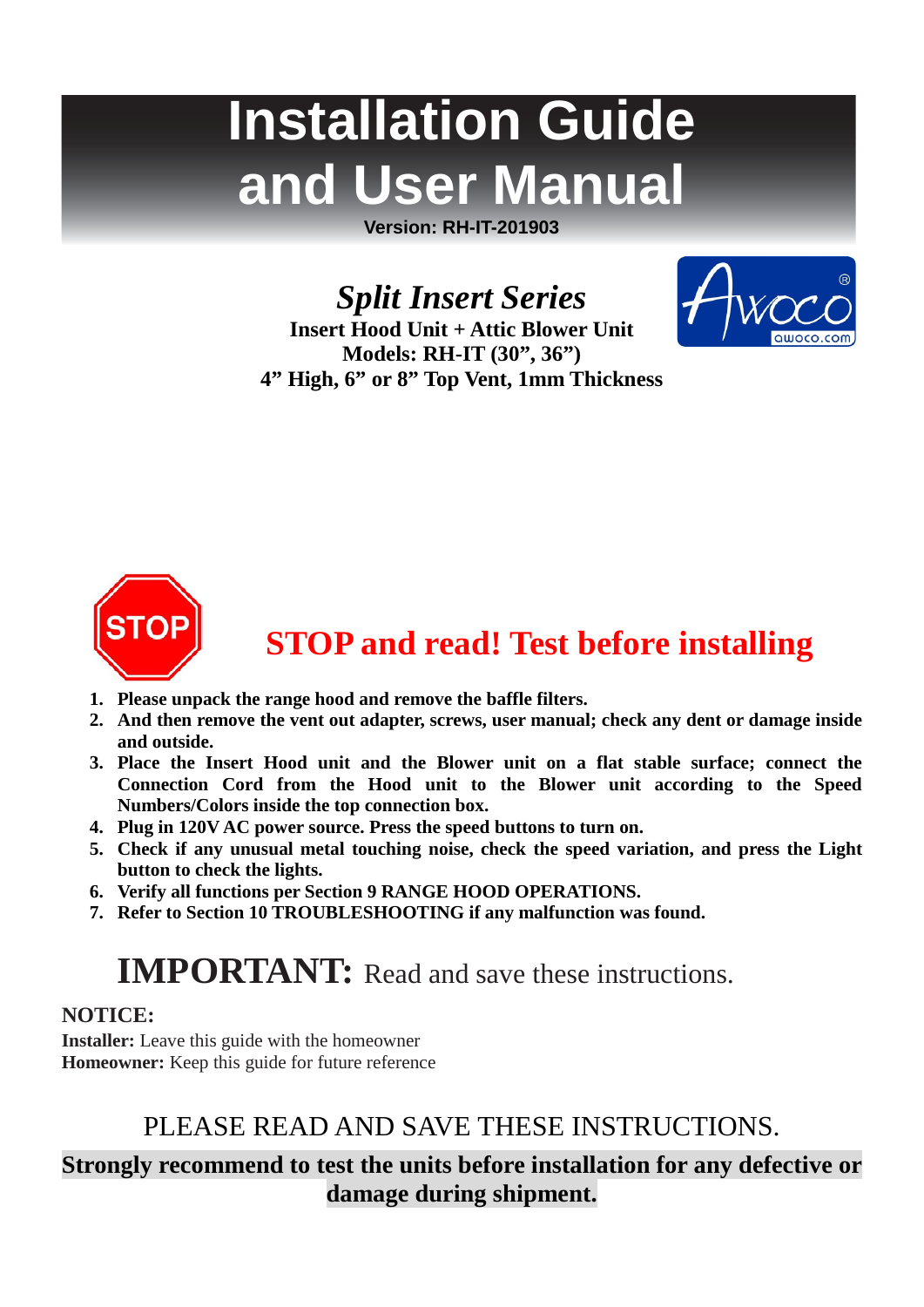# Installation Guide and User Manual

**Version: RH-IT-201903**

## *Split Insert Series*

**Insert Hood Unit + Attic Blower Unit**
**Models: RH-IT (30”, 36”)**
**4” High, 6” or 8” Top Vent, 1mm Thickness**

## STOP and read! Test before installing

1. **Please unpack the range hood and remove the baffle filters.**
2. **And then remove the vent out adapter, screws, user manual; check any dent or damage inside and outside.**
3. **Place the Insert Hood unit and the Blower unit on a flat stable surface; connect the Connection Cord from the Hood unit to the Blower unit according to the Speed Numbers/Colors inside the top connection box.**
4. **Plug in 120V AC power source. Press the speed buttons to turn on.**
5. **Check if any unusual metal touching noise, check the speed variation, and press the Light button to check the lights.**
6. **Verify all functions per Section 9 RANGE HOOD OPERATIONS.**
7. **Refer to Section 10 TROUBLESHOOTING if any malfunction was found.**

**IMPORTANT:** Read and save these instructions.

**NOTICE:**
**Installer:** Leave this guide with the homeowner
**Homeowner:** Keep this guide for future reference

PLEASE READ AND SAVE THESE INSTRUCTIONS.

**Strongly recommend to test the units before installation for any defective or damage during shipment.**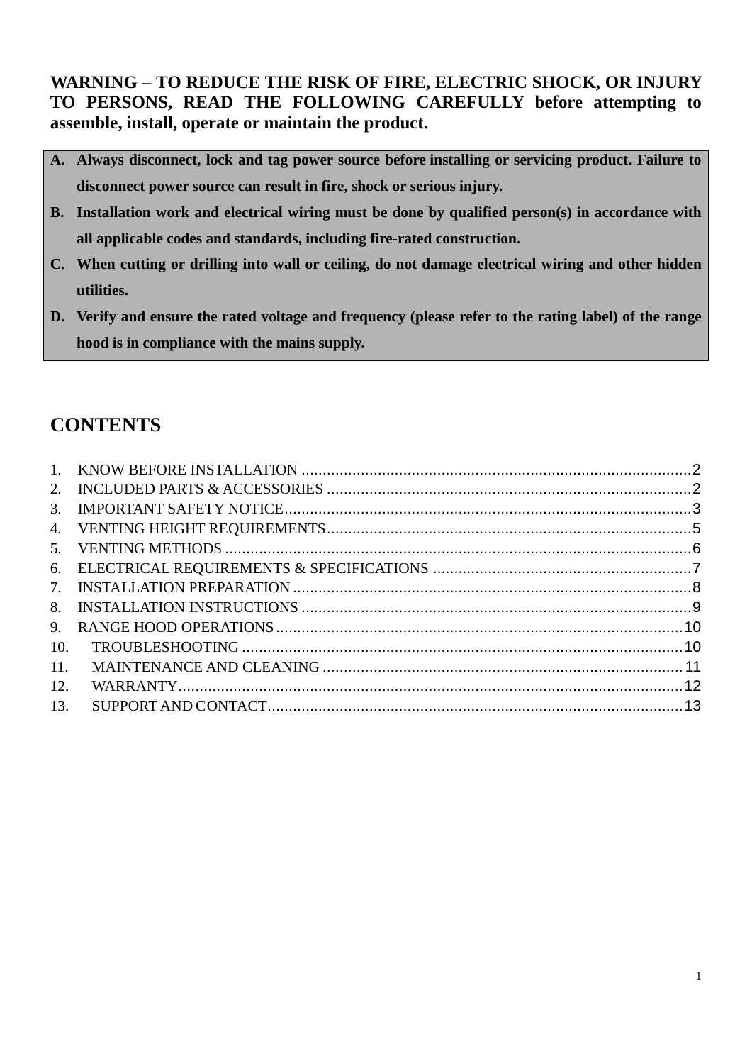**WARNING – TO REDUCE THE RISK OF FIRE, ELECTRIC SHOCK, OR INJURY TO PERSONS, READ THE FOLLOWING CAREFULLY before attempting to assemble, install, operate or maintain the product.**

> **A. Always disconnect, lock and tag power source before installing or servicing product. Failure to disconnect power source can result in fire, shock or serious injury.**
>
> **B. Installation work and electrical wiring must be done by qualified person(s) in accordance with all applicable codes and standards, including fire-rated construction.**
>
> **C. When cutting or drilling into wall or ceiling, do not damage electrical wiring and other hidden utilities.**
>
> **D. Verify and ensure the rated voltage and frequency (please refer to the rating label) of the range hood is in compliance with the mains supply.**

## CONTENTS

1. KNOW BEFORE INSTALLATION ........................................ 2
2. INCLUDED PARTS & ACCESSORIES ........................................ 2
3. IMPORTANT SAFETY NOTICE ........................................ 3
4. VENTING HEIGHT REQUIREMENTS ........................................ 5
5. VENTING METHODS ........................................ 6
6. ELECTRICAL REQUIREMENTS & SPECIFICATIONS ........................................ 7
7. INSTALLATION PREPARATION ........................................ 8
8. INSTALLATION INSTRUCTIONS ........................................ 9
9. RANGE HOOD OPERATIONS ........................................ 10
10. TROUBLESHOOTING ........................................ 10
11. MAINTENANCE AND CLEANING ........................................ 11
12. WARRANTY ........................................ 12
13. SUPPORT AND CONTACT ........................................ 13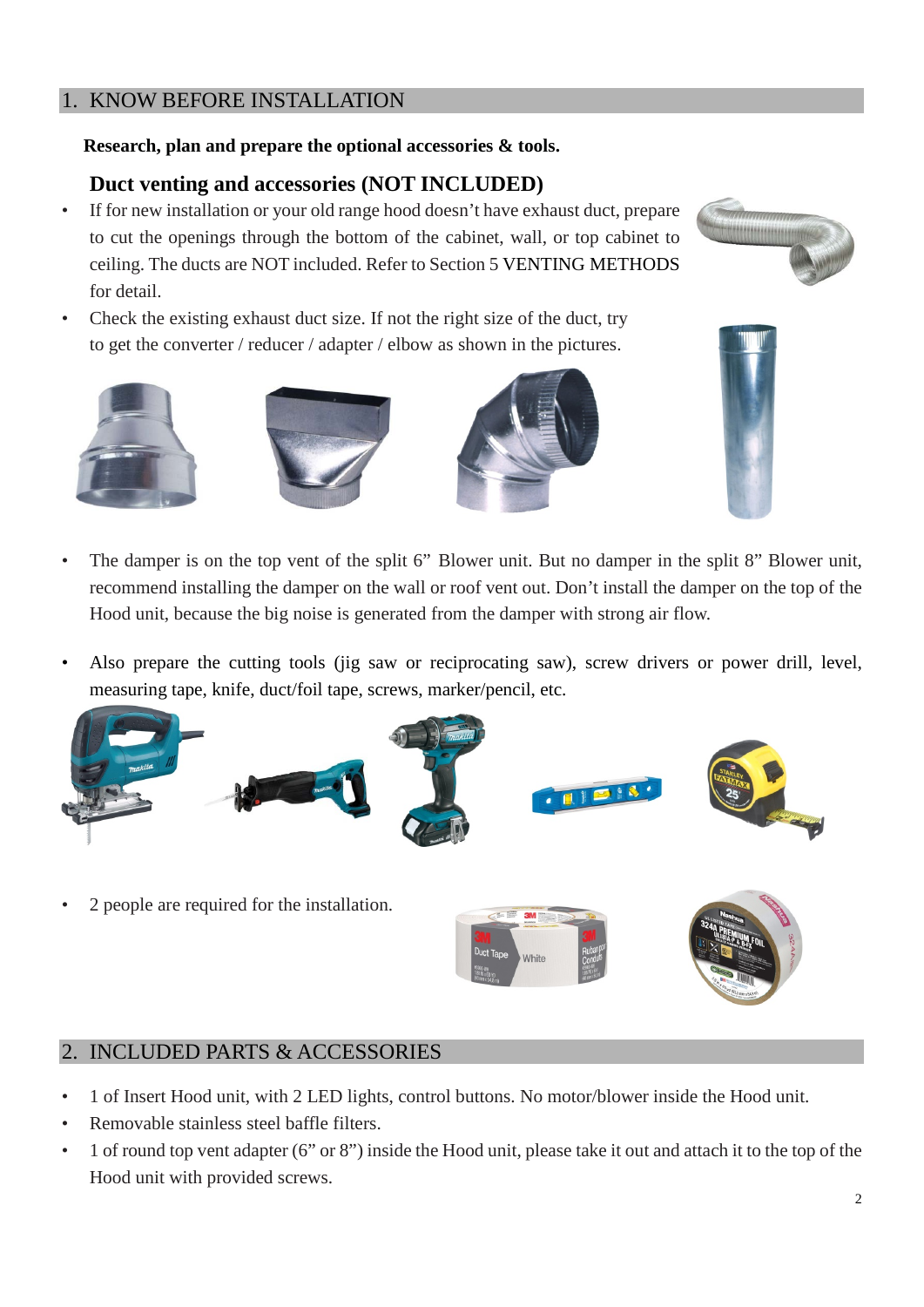## 1. KNOW BEFORE INSTALLATION

**Research, plan and prepare the optional accessories & tools.**

### Duct venting and accessories (NOT INCLUDED)

- If for new installation or your old range hood doesn't have exhaust duct, prepare to cut the openings through the bottom of the cabinet, wall, or top cabinet to ceiling. The ducts are NOT included. Refer to Section 5 VENTING METHODS for detail.
- Check the existing exhaust duct size. If not the right size of the duct, try to get the converter / reducer / adapter / elbow as shown in the pictures.
- The damper is on the top vent of the split 6" Blower unit. But no damper in the split 8" Blower unit, recommend installing the damper on the wall or roof vent out. Don't install the damper on the top of the Hood unit, because the big noise is generated from the damper with strong air flow.
- Also prepare the cutting tools (jig saw or reciprocating saw), screw drivers or power drill, level, measuring tape, knife, duct/foil tape, screws, marker/pencil, etc.
- 2 people are required for the installation.

## 2. INCLUDED PARTS & ACCESSORIES

- 1 of Insert Hood unit, with 2 LED lights, control buttons. No motor/blower inside the Hood unit.
- Removable stainless steel baffle filters.
- 1 of round top vent adapter (6" or 8") inside the Hood unit, please take it out and attach it to the top of the Hood unit with provided screws.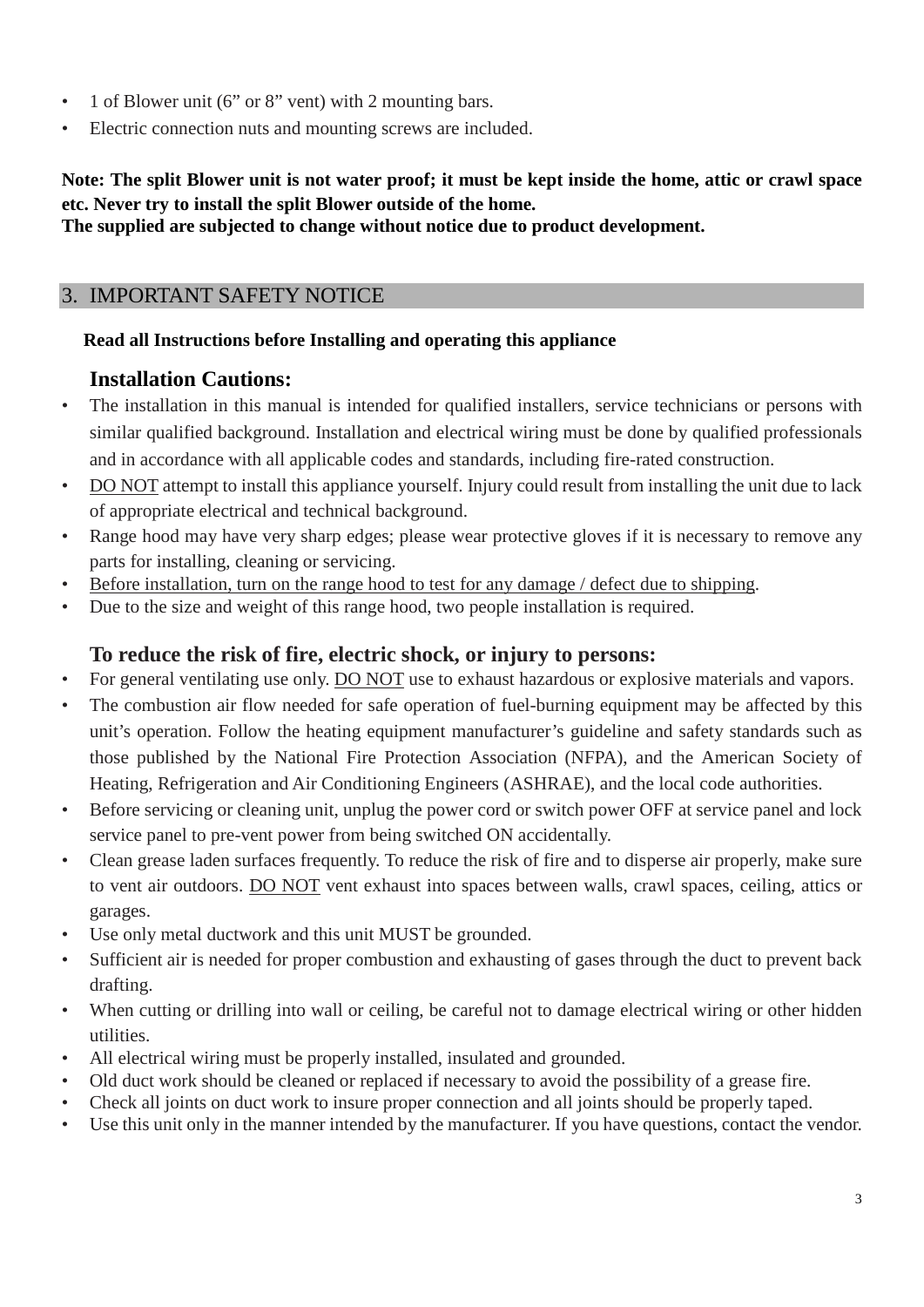- 1 of Blower unit (6" or 8" vent) with 2 mounting bars.
- Electric connection nuts and mounting screws are included.

**Note: The split Blower unit is not water proof; it must be kept inside the home, attic or crawl space etc. Never try to install the split Blower outside of the home.**
**The supplied are subjected to change without notice due to product development.**

## 3. IMPORTANT SAFETY NOTICE

**Read all Instructions before Installing and operating this appliance**

### Installation Cautions:

- The installation in this manual is intended for qualified installers, service technicians or persons with similar qualified background. Installation and electrical wiring must be done by qualified professionals and in accordance with all applicable codes and standards, including fire-rated construction.
- <u>DO NOT</u> attempt to install this appliance yourself. Injury could result from installing the unit due to lack of appropriate electrical and technical background.
- Range hood may have very sharp edges; please wear protective gloves if it is necessary to remove any parts for installing, cleaning or servicing.
- <u>Before installation, turn on the range hood to test for any damage / defect due to shipping</u>.
- Due to the size and weight of this range hood, two people installation is required.

### To reduce the risk of fire, electric shock, or injury to persons:

- For general ventilating use only. <u>DO NOT</u> use to exhaust hazardous or explosive materials and vapors.
- The combustion air flow needed for safe operation of fuel-burning equipment may be affected by this unit's operation. Follow the heating equipment manufacturer's guideline and safety standards such as those published by the National Fire Protection Association (NFPA), and the American Society of Heating, Refrigeration and Air Conditioning Engineers (ASHRAE), and the local code authorities.
- Before servicing or cleaning unit, unplug the power cord or switch power OFF at service panel and lock service panel to pre-vent power from being switched ON accidentally.
- Clean grease laden surfaces frequently. To reduce the risk of fire and to disperse air properly, make sure to vent air outdoors. <u>DO NOT</u> vent exhaust into spaces between walls, crawl spaces, ceiling, attics or garages.
- Use only metal ductwork and this unit MUST be grounded.
- Sufficient air is needed for proper combustion and exhausting of gases through the duct to prevent back drafting.
- When cutting or drilling into wall or ceiling, be careful not to damage electrical wiring or other hidden utilities.
- All electrical wiring must be properly installed, insulated and grounded.
- Old duct work should be cleaned or replaced if necessary to avoid the possibility of a grease fire.
- Check all joints on duct work to insure proper connection and all joints should be properly taped.
- Use this unit only in the manner intended by the manufacturer. If you have questions, contact the vendor.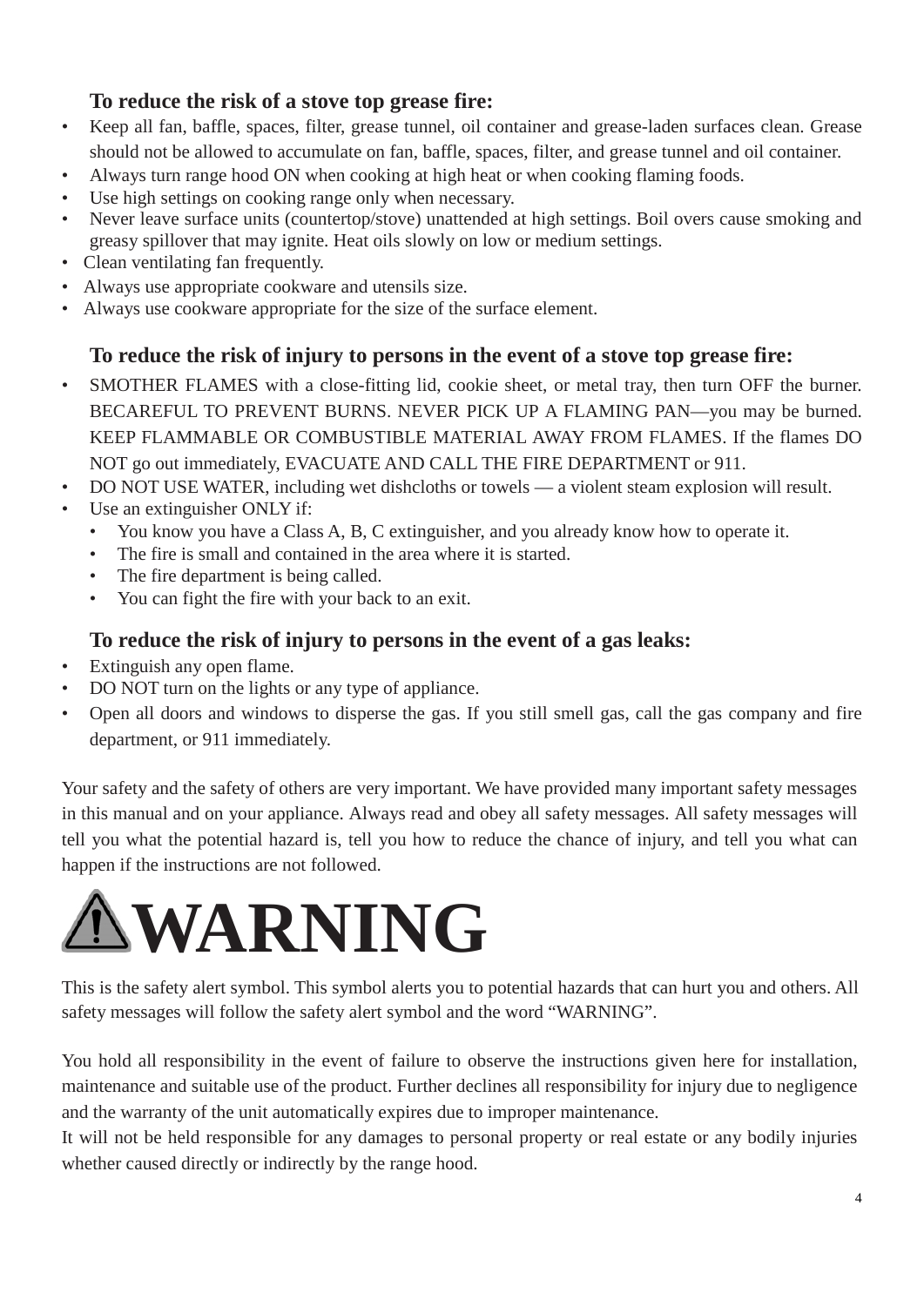### To reduce the risk of a stove top grease fire:

- Keep all fan, baffle, spaces, filter, grease tunnel, oil container and grease-laden surfaces clean. Grease should not be allowed to accumulate on fan, baffle, spaces, filter, and grease tunnel and oil container.
- Always turn range hood ON when cooking at high heat or when cooking flaming foods.
- Use high settings on cooking range only when necessary.
- Never leave surface units (countertop/stove) unattended at high settings. Boil overs cause smoking and greasy spillover that may ignite. Heat oils slowly on low or medium settings.
- Clean ventilating fan frequently.
- Always use appropriate cookware and utensils size.
- Always use cookware appropriate for the size of the surface element.

### To reduce the risk of injury to persons in the event of a stove top grease fire:

- SMOTHER FLAMES with a close-fitting lid, cookie sheet, or metal tray, then turn OFF the burner. BECAREFUL TO PREVENT BURNS. NEVER PICK UP A FLAMING PAN—you may be burned. KEEP FLAMMABLE OR COMBUSTIBLE MATERIAL AWAY FROM FLAMES. If the flames DO NOT go out immediately, EVACUATE AND CALL THE FIRE DEPARTMENT or 911.
- DO NOT USE WATER, including wet dishcloths or towels — a violent steam explosion will result.
- Use an extinguisher ONLY if:
  - You know you have a Class A, B, C extinguisher, and you already know how to operate it.
  - The fire is small and contained in the area where it is started.
  - The fire department is being called.
  - You can fight the fire with your back to an exit.

### To reduce the risk of injury to persons in the event of a gas leaks:

- Extinguish any open flame.
- DO NOT turn on the lights or any type of appliance.
- Open all doors and windows to disperse the gas. If you still smell gas, call the gas company and fire department, or 911 immediately.

Your safety and the safety of others are very important. We have provided many important safety messages in this manual and on your appliance. Always read and obey all safety messages. All safety messages will tell you what the potential hazard is, tell you how to reduce the chance of injury, and tell you what can happen if the instructions are not followed.

# ⚠WARNING

This is the safety alert symbol. This symbol alerts you to potential hazards that can hurt you and others. All safety messages will follow the safety alert symbol and the word “WARNING”.

You hold all responsibility in the event of failure to observe the instructions given here for installation, maintenance and suitable use of the product. Further declines all responsibility for injury due to negligence and the warranty of the unit automatically expires due to improper maintenance.
It will not be held responsible for any damages to personal property or real estate or any bodily injuries whether caused directly or indirectly by the range hood.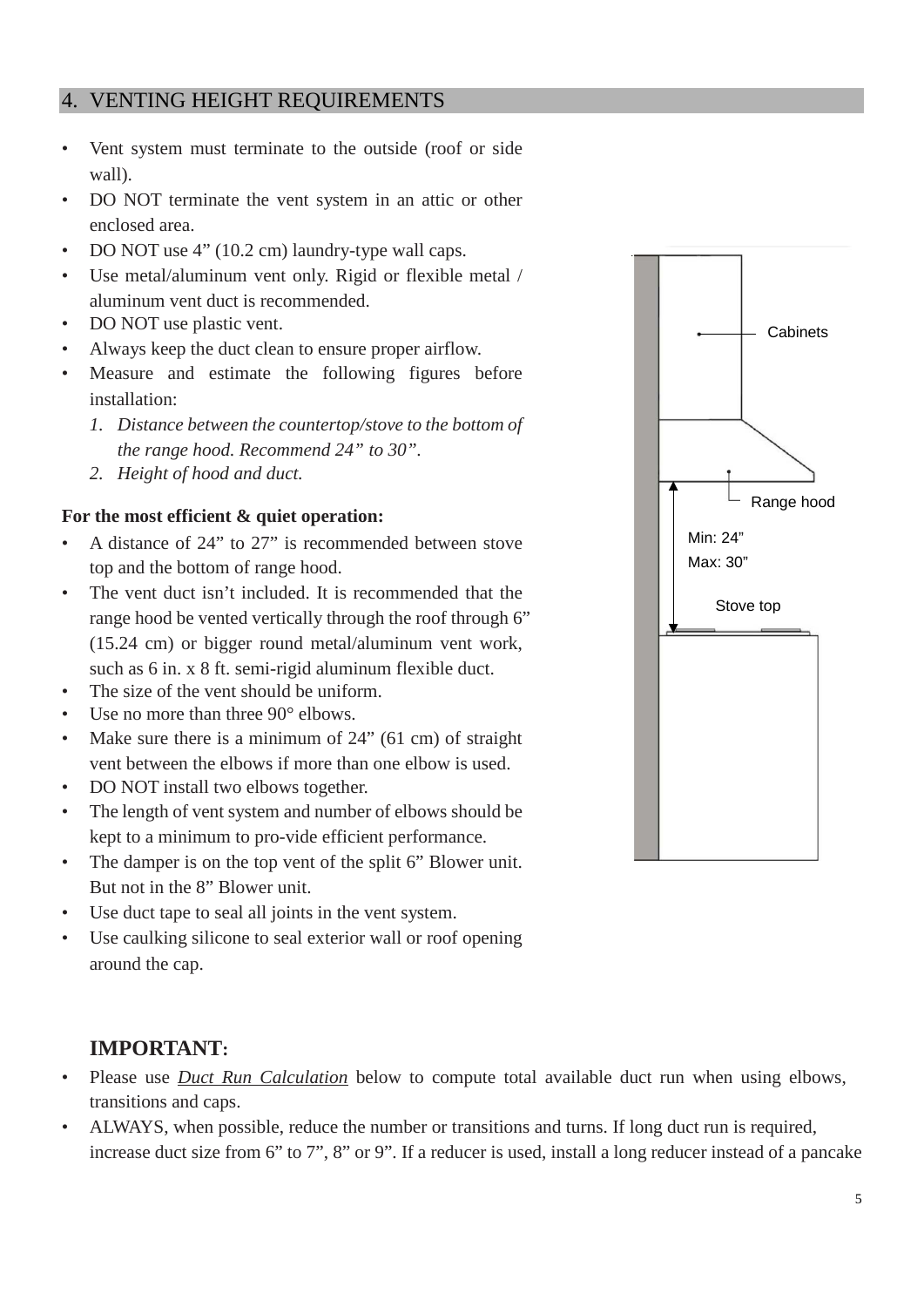## 4. VENTING HEIGHT REQUIREMENTS

- Vent system must terminate to the outside (roof or side wall).
- DO NOT terminate the vent system in an attic or other enclosed area.
- DO NOT use 4” (10.2 cm) laundry-type wall caps.
- Use metal/aluminum vent only. Rigid or flexible metal / aluminum vent duct is recommended.
- DO NOT use plastic vent.
- Always keep the duct clean to ensure proper airflow.
- Measure and estimate the following figures before installation:
  1. *Distance between the countertop/stove to the bottom of the range hood. Recommend 24” to 30”.*
  2. *Height of hood and duct.*

**For the most efficient & quiet operation:**

- A distance of 24” to 27” is recommended between stove top and the bottom of range hood.
- The vent duct isn’t included. It is recommended that the range hood be vented vertically through the roof through 6” (15.24 cm) or bigger round metal/aluminum vent work, such as 6 in. x 8 ft. semi-rigid aluminum flexible duct.
- The size of the vent should be uniform.
- Use no more than three 90° elbows.
- Make sure there is a minimum of 24” (61 cm) of straight vent between the elbows if more than one elbow is used.
- DO NOT install two elbows together.
- The length of vent system and number of elbows should be kept to a minimum to pro-vide efficient performance.
- The damper is on the top vent of the split 6” Blower unit. But not in the 8” Blower unit.
- Use duct tape to seal all joints in the vent system.
- Use caulking silicone to seal exterior wall or roof opening around the cap.

Cabinets

Range hood

Min: 24”
Max: 30”

Stove top

**IMPORTANT:**

- Please use *Duct Run Calculation* below to compute total available duct run when using elbows, transitions and caps.
- ALWAYS, when possible, reduce the number or transitions and turns. If long duct run is required, increase duct size from 6” to 7”, 8” or 9”. If a reducer is used, install a long reducer instead of a pancake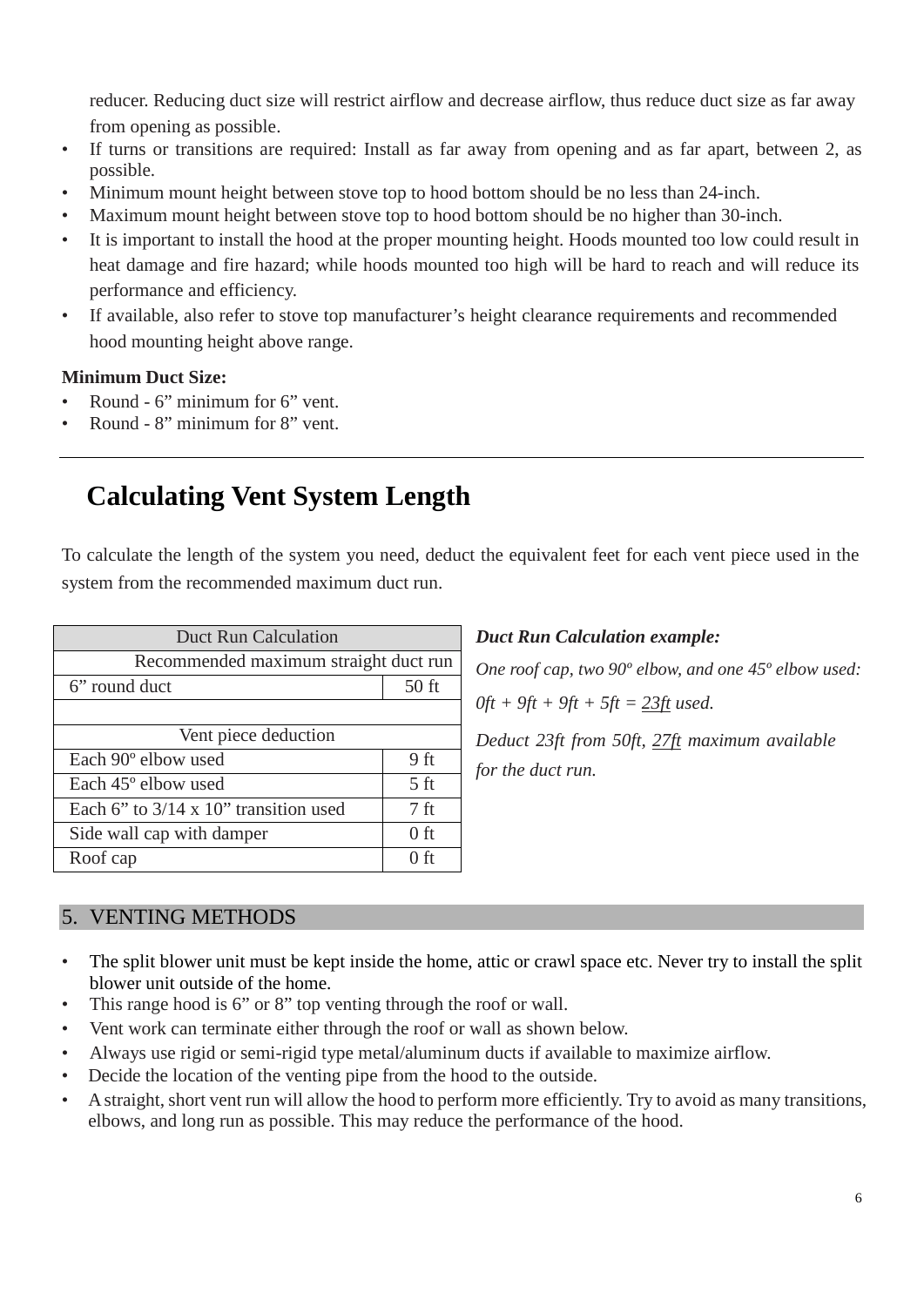reducer. Reducing duct size will restrict airflow and decrease airflow, thus reduce duct size as far away from opening as possible.

- If turns or transitions are required: Install as far away from opening and as far apart, between 2, as possible.
- Minimum mount height between stove top to hood bottom should be no less than 24-inch.
- Maximum mount height between stove top to hood bottom should be no higher than 30-inch.
- It is important to install the hood at the proper mounting height. Hoods mounted too low could result in heat damage and fire hazard; while hoods mounted too high will be hard to reach and will reduce its performance and efficiency.
- If available, also refer to stove top manufacturer's height clearance requirements and recommended hood mounting height above range.

**Minimum Duct Size:**

- Round - 6" minimum for 6" vent.
- Round - 8" minimum for 8" vent.

---

## Calculating Vent System Length

To calculate the length of the system you need, deduct the equivalent feet for each vent piece used in the system from the recommended maximum duct run.

| Duct Run Calculation | |
|---|---|
| Recommended maximum straight duct run | |
| 6" round duct | 50 ft |
| | |
| Vent piece deduction | |
| Each 90º elbow used | 9 ft |
| Each 45º elbow used | 5 ft |
| Each 6" to 3/14 x 10" transition used | 7 ft |
| Side wall cap with damper | 0 ft |
| Roof cap | 0 ft |

***Duct Run Calculation example:***

*One roof cap, two 90º elbow, and one 45º elbow used:*

*0ft + 9ft + 9ft + 5ft = 23ft used.*

*Deduct 23ft from 50ft, 27ft maximum available for the duct run.*

## 5. VENTING METHODS

- The split blower unit must be kept inside the home, attic or crawl space etc. Never try to install the split blower unit outside of the home.
- This range hood is 6" or 8" top venting through the roof or wall.
- Vent work can terminate either through the roof or wall as shown below.
- Always use rigid or semi-rigid type metal/aluminum ducts if available to maximize airflow.
- Decide the location of the venting pipe from the hood to the outside.
- A straight, short vent run will allow the hood to perform more efficiently. Try to avoid as many transitions, elbows, and long run as possible. This may reduce the performance of the hood.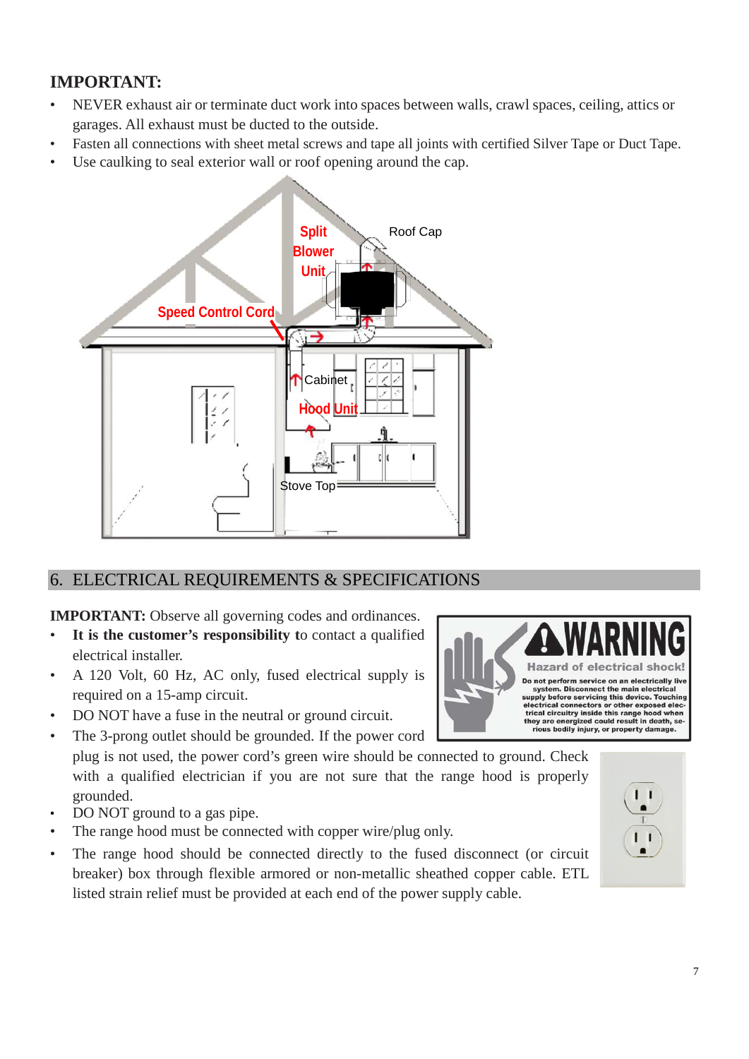**IMPORTANT:**

- NEVER exhaust air or terminate duct work into spaces between walls, crawl spaces, ceiling, attics or garages. All exhaust must be ducted to the outside.
- Fasten all connections with sheet metal screws and tape all joints with certified Silver Tape or Duct Tape.
- Use caulking to seal exterior wall or roof opening around the cap.

## 6. ELECTRICAL REQUIREMENTS & SPECIFICATIONS

**IMPORTANT:** Observe all governing codes and ordinances.

- **It is the customer's responsibility t**o contact a qualified electrical installer.
- A 120 Volt, 60 Hz, AC only, fused electrical supply is required on a 15-amp circuit.
- DO NOT have a fuse in the neutral or ground circuit.
- The 3-prong outlet should be grounded. If the power cord plug is not used, the power cord's green wire should be connected to ground. Check with a qualified electrician if you are not sure that the range hood is properly grounded.
- DO NOT ground to a gas pipe.
- The range hood must be connected with copper wire/plug only.
- The range hood should be connected directly to the fused disconnect (or circuit breaker) box through flexible armored or non-metallic sheathed copper cable. ETL listed strain relief must be provided at each end of the power supply cable.

**WARNING**

**Hazard of electrical shock!**

**Do not perform service on an electrically live system. Disconnect the main electrical supply before servicing this device. Touching electrical connectors or other exposed electrical circuitry inside this range hood when they are energized could result in death, serious bodily injury, or property damage.**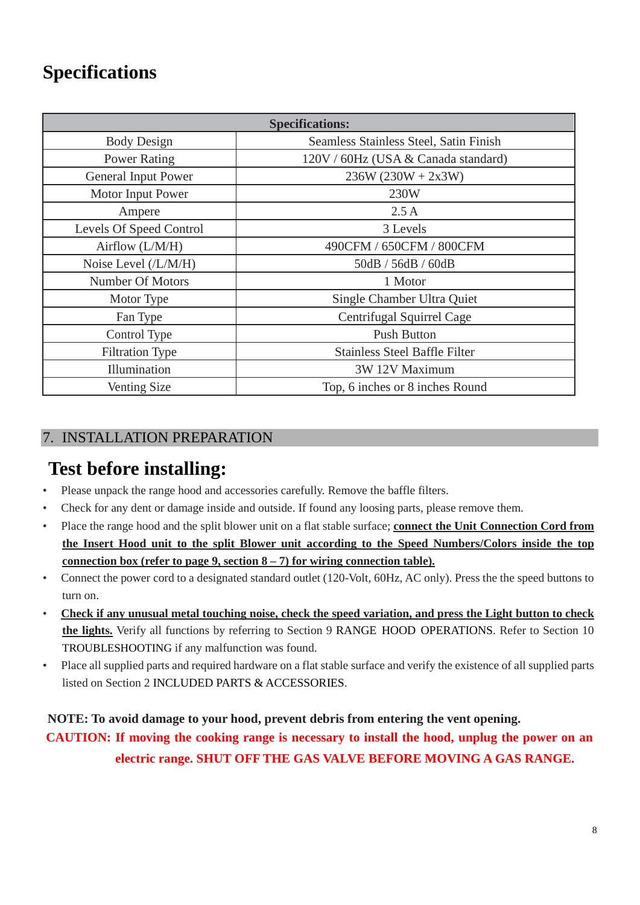# Specifications

| Specifications: | |
|---|---|
| Body Design | Seamless Stainless Steel, Satin Finish |
| Power Rating | 120V / 60Hz (USA & Canada standard) |
| General Input Power | 236W (230W + 2x3W) |
| Motor Input Power | 230W |
| Ampere | 2.5 A |
| Levels Of Speed Control | 3 Levels |
| Airflow (L/M/H) | 490CFM / 650CFM / 800CFM |
| Noise Level (/L/M/H) | 50dB / 56dB / 60dB |
| Number Of Motors | 1 Motor |
| Motor Type | Single Chamber Ultra Quiet |
| Fan Type | Centrifugal Squirrel Cage |
| Control Type | Push Button |
| Filtration Type | Stainless Steel Baffle Filter |
| Illumination | 3W 12V Maximum |
| Venting Size | Top, 6 inches or 8 inches Round |

## 7. INSTALLATION PREPARATION

### Test before installing:

- Please unpack the range hood and accessories carefully. Remove the baffle filters.
- Check for any dent or damage inside and outside. If found any loosing parts, please remove them.
- Place the range hood and the split blower unit on a flat stable surface; **connect the Unit Connection Cord from the Insert Hood unit to the split Blower unit according to the Speed Numbers/Colors inside the top connection box (refer to page 9, section 8 – 7) for wiring connection table).**
- Connect the power cord to a designated standard outlet (120-Volt, 60Hz, AC only). Press the the speed buttons to turn on.
- **Check if any unusual metal touching noise, check the speed variation, and press the Light button to check the lights.** Verify all functions by referring to Section 9 RANGE HOOD OPERATIONS. Refer to Section 10 TROUBLESHOOTING if any malfunction was found.
- Place all supplied parts and required hardware on a flat stable surface and verify the existence of all supplied parts listed on Section 2 INCLUDED PARTS & ACCESSORIES.

**NOTE: To avoid damage to your hood, prevent debris from entering the vent opening.**

**CAUTION: If moving the cooking range is necessary to install the hood, unplug the power on an electric range. SHUT OFF THE GAS VALVE BEFORE MOVING A GAS RANGE.**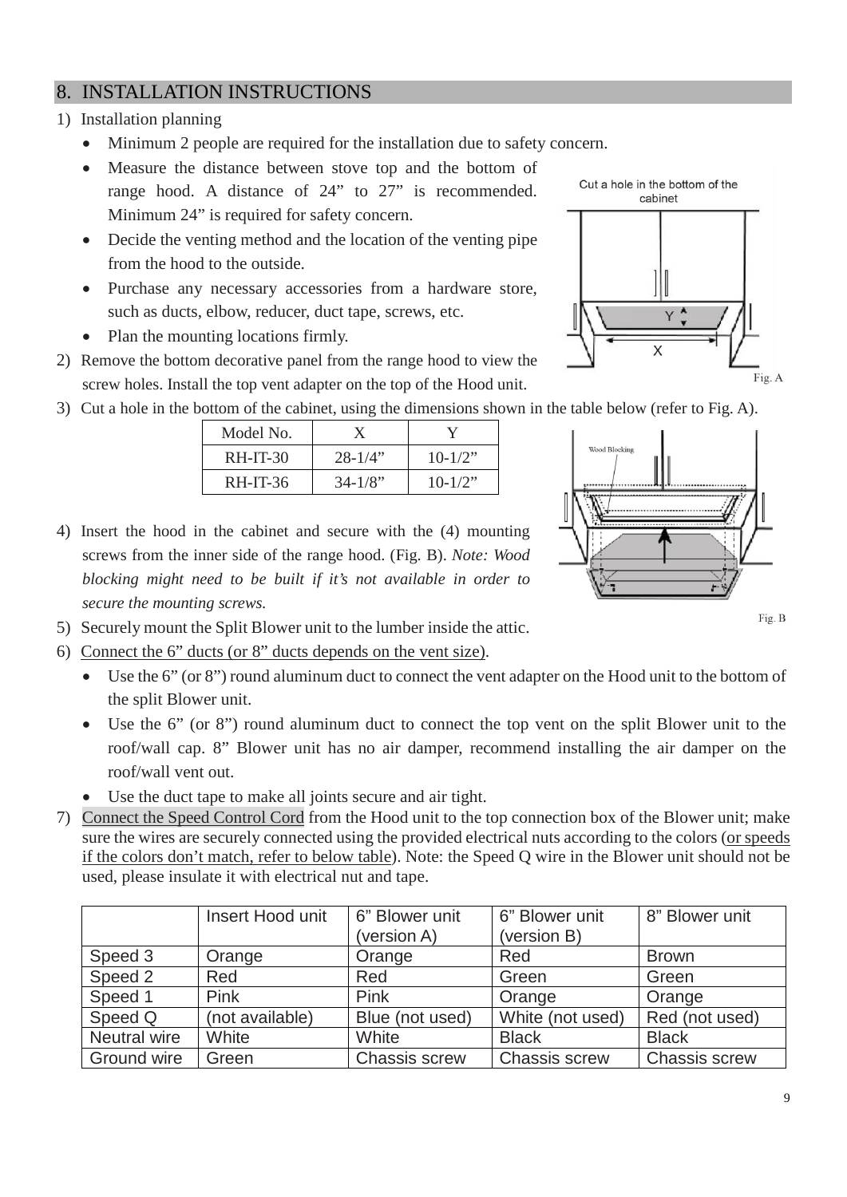## 8. INSTALLATION INSTRUCTIONS

1) Installation planning
   - Minimum 2 people are required for the installation due to safety concern.
   - Measure the distance between stove top and the bottom of range hood. A distance of 24" to 27" is recommended. Minimum 24" is required for safety concern.
   - Decide the venting method and the location of the venting pipe from the hood to the outside.
   - Purchase any necessary accessories from a hardware store, such as ducts, elbow, reducer, duct tape, screws, etc.
   - Plan the mounting locations firmly.
2) Remove the bottom decorative panel from the range hood to view the screw holes. Install the top vent adapter on the top of the Hood unit.

Cut a hole in the bottom of the cabinet

Fig. A

3) Cut a hole in the bottom of the cabinet, using the dimensions shown in the table below (refer to Fig. A).

| Model No. | X | Y |
|---|---|---|
| RH-IT-30 | 28-1/4" | 10-1/2" |
| RH-IT-36 | 34-1/8" | 10-1/2" |

4) Insert the hood in the cabinet and secure with the (4) mounting screws from the inner side of the range hood. (Fig. B). *Note: Wood blocking might need to be built if it's not available in order to secure the mounting screws.*

Fig. B

5) Securely mount the Split Blower unit to the lumber inside the attic.
6) Connect the 6" ducts (or 8" ducts depends on the vent size).
   - Use the 6" (or 8") round aluminum duct to connect the vent adapter on the Hood unit to the bottom of the split Blower unit.
   - Use the 6" (or 8") round aluminum duct to connect the top vent on the split Blower unit to the roof/wall cap. 8" Blower unit has no air damper, recommend installing the air damper on the roof/wall vent out.
   - Use the duct tape to make all joints secure and air tight.
7) Connect the Speed Control Cord from the Hood unit to the top connection box of the Blower unit; make sure the wires are securely connected using the provided electrical nuts according to the colors (or speeds if the colors don't match, refer to below table). Note: the Speed Q wire in the Blower unit should not be used, please insulate it with electrical nut and tape.

| | Insert Hood unit | 6" Blower unit (version A) | 6" Blower unit (version B) | 8" Blower unit |
|---|---|---|---|---|
| Speed 3 | Orange | Orange | Red | Brown |
| Speed 2 | Red | Red | Green | Green |
| Speed 1 | Pink | Pink | Orange | Orange |
| Speed Q | (not available) | Blue (not used) | White (not used) | Red (not used) |
| Neutral wire | White | White | Black | Black |
| Ground wire | Green | Chassis screw | Chassis screw | Chassis screw |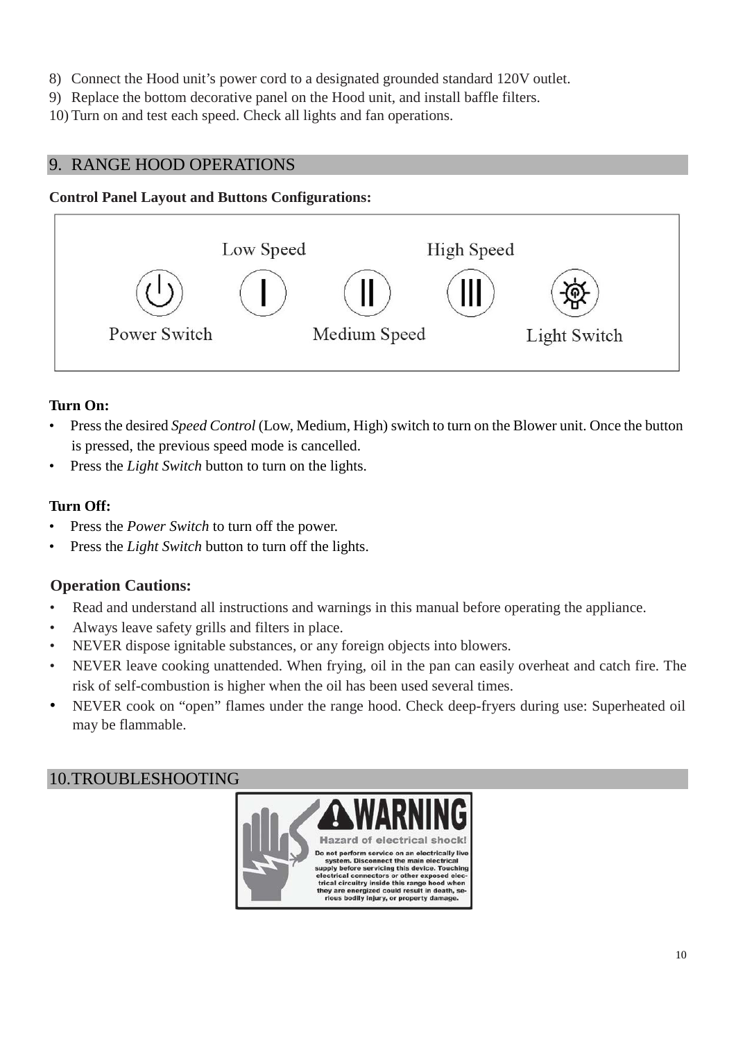8) Connect the Hood unit's power cord to a designated grounded standard 120V outlet.
9) Replace the bottom decorative panel on the Hood unit, and install baffle filters.
10) Turn on and test each speed. Check all lights and fan operations.

## 9. RANGE HOOD OPERATIONS

**Control Panel Layout and Buttons Configurations:**

Power Switch | Low Speed | Medium Speed | High Speed | Light Switch

**Turn On:**

- Press the desired *Speed Control* (Low, Medium, High) switch to turn on the Blower unit. Once the button is pressed, the previous speed mode is cancelled.
- Press the *Light Switch* button to turn on the lights.

**Turn Off:**

- Press the *Power Switch* to turn off the power.
- Press the *Light Switch* button to turn off the lights.

**Operation Cautions:**

- Read and understand all instructions and warnings in this manual before operating the appliance.
- Always leave safety grills and filters in place.
- NEVER dispose ignitable substances, or any foreign objects into blowers.
- NEVER leave cooking unattended. When frying, oil in the pan can easily overheat and catch fire. The risk of self-combustion is higher when the oil has been used several times.
- NEVER cook on "open" flames under the range hood. Check deep-fryers during use: Superheated oil may be flammable.

## 10.TROUBLESHOOTING

**WARNING**

**Hazard of electrical shock!**

Do not perform service on an electrically live system. Disconnect the main electrical supply before servicing this device. Touching electrical connectors or other exposed electrical circuitry inside this range hood when they are energized could result in death, serious bodily injury, or property damage.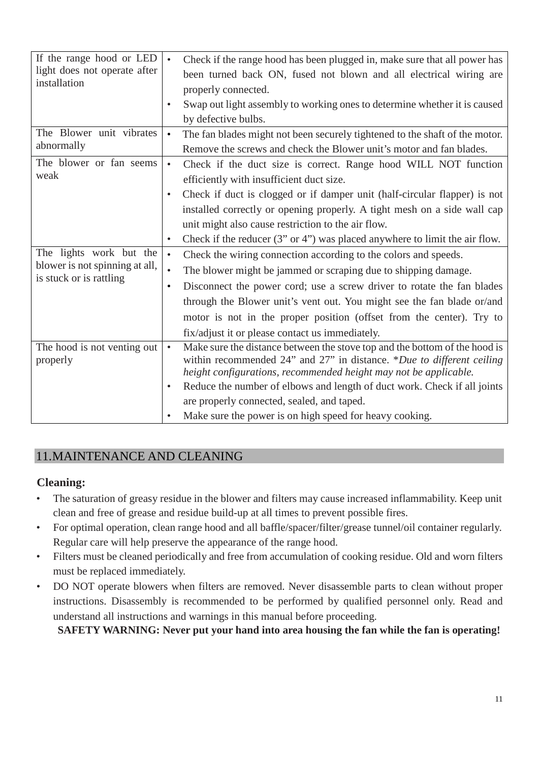| | |
|---|---|
| If the range hood or LED light does not operate after installation | • Check if the range hood has been plugged in, make sure that all power has been turned back ON, fused not blown and all electrical wiring are properly connected.<br>• Swap out light assembly to working ones to determine whether it is caused by defective bulbs. |
| The Blower unit vibrates abnormally | • The fan blades might not been securely tightened to the shaft of the motor. Remove the screws and check the Blower unit's motor and fan blades. |
| The blower or fan seems weak | • Check if the duct size is correct. Range hood WILL NOT function efficiently with insufficient duct size.<br>• Check if duct is clogged or if damper unit (half-circular flapper) is not installed correctly or opening properly. A tight mesh on a side wall cap unit might also cause restriction to the air flow.<br>• Check if the reducer (3" or 4") was placed anywhere to limit the air flow. |
| The lights work but the blower is not spinning at all, is stuck or is rattling | • Check the wiring connection according to the colors and speeds.<br>• The blower might be jammed or scraping due to shipping damage.<br>• Disconnect the power cord; use a screw driver to rotate the fan blades through the Blower unit's vent out. You might see the fan blade or/and motor is not in the proper position (offset from the center). Try to fix/adjust it or please contact us immediately. |
| The hood is not venting out properly | • Make sure the distance between the stove top and the bottom of the hood is within recommended 24" and 27" in distance. \**Due to different ceiling height configurations, recommended height may not be applicable.*<br>• Reduce the number of elbows and length of duct work. Check if all joints are properly connected, sealed, and taped.<br>• Make sure the power is on high speed for heavy cooking. |

## 11.MAINTENANCE AND CLEANING

**Cleaning:**

- The saturation of greasy residue in the blower and filters may cause increased inflammability. Keep unit clean and free of grease and residue build-up at all times to prevent possible fires.
- For optimal operation, clean range hood and all baffle/spacer/filter/grease tunnel/oil container regularly. Regular care will help preserve the appearance of the range hood.
- Filters must be cleaned periodically and free from accumulation of cooking residue. Old and worn filters must be replaced immediately.
- DO NOT operate blowers when filters are removed. Never disassemble parts to clean without proper instructions. Disassembly is recommended to be performed by qualified personnel only. Read and understand all instructions and warnings in this manual before proceeding.

**SAFETY WARNING: Never put your hand into area housing the fan while the fan is operating!**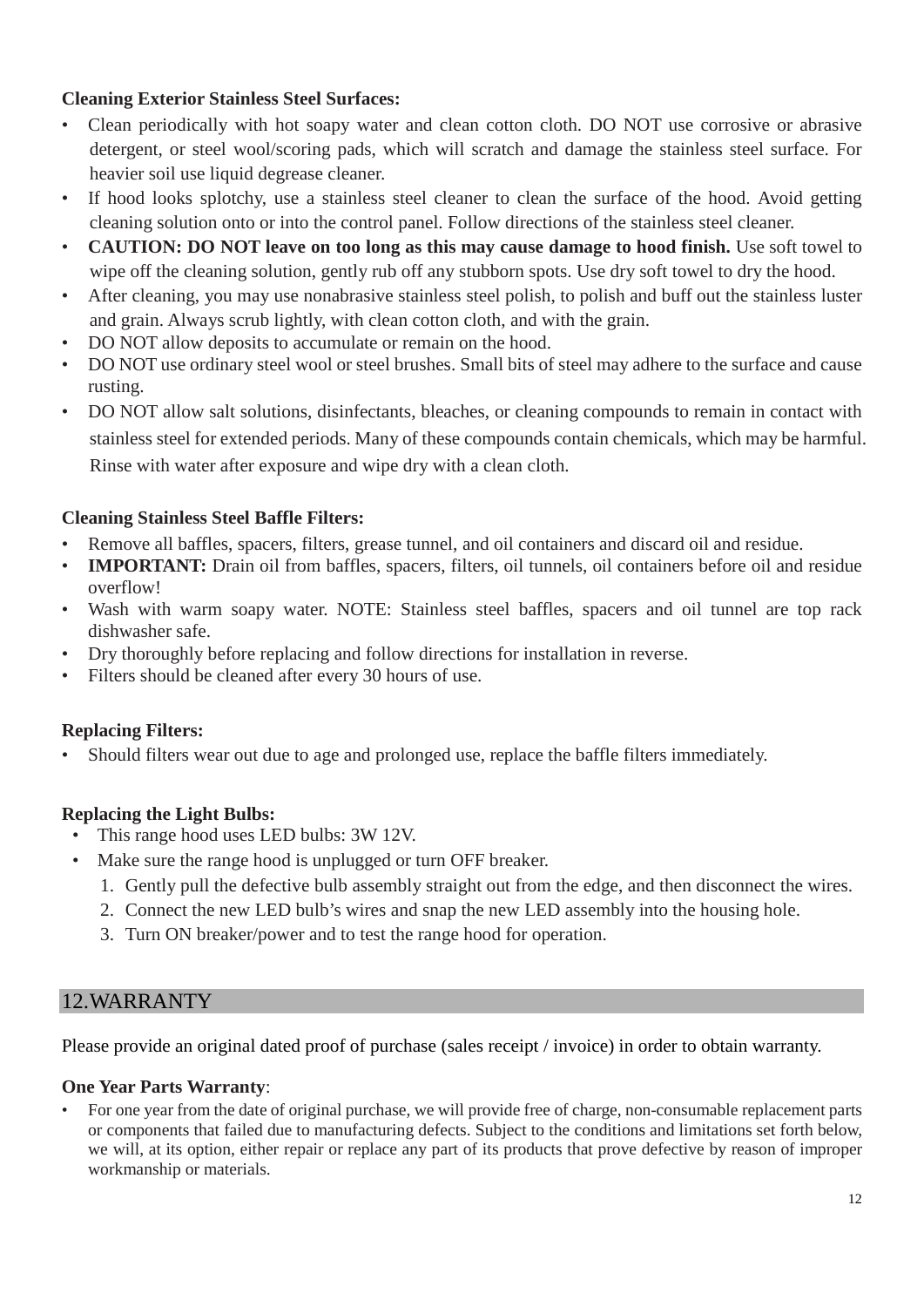**Cleaning Exterior Stainless Steel Surfaces:**

- Clean periodically with hot soapy water and clean cotton cloth. DO NOT use corrosive or abrasive detergent, or steel wool/scoring pads, which will scratch and damage the stainless steel surface. For heavier soil use liquid degrease cleaner.
- If hood looks splotchy, use a stainless steel cleaner to clean the surface of the hood. Avoid getting cleaning solution onto or into the control panel. Follow directions of the stainless steel cleaner.
- **CAUTION: DO NOT leave on too long as this may cause damage to hood finish.** Use soft towel to wipe off the cleaning solution, gently rub off any stubborn spots. Use dry soft towel to dry the hood.
- After cleaning, you may use nonabrasive stainless steel polish, to polish and buff out the stainless luster and grain. Always scrub lightly, with clean cotton cloth, and with the grain.
- DO NOT allow deposits to accumulate or remain on the hood.
- DO NOT use ordinary steel wool or steel brushes. Small bits of steel may adhere to the surface and cause rusting.
- DO NOT allow salt solutions, disinfectants, bleaches, or cleaning compounds to remain in contact with stainless steel for extended periods. Many of these compounds contain chemicals, which may be harmful. Rinse with water after exposure and wipe dry with a clean cloth.

**Cleaning Stainless Steel Baffle Filters:**

- Remove all baffles, spacers, filters, grease tunnel, and oil containers and discard oil and residue.
- **IMPORTANT:** Drain oil from baffles, spacers, filters, oil tunnels, oil containers before oil and residue overflow!
- Wash with warm soapy water. NOTE: Stainless steel baffles, spacers and oil tunnel are top rack dishwasher safe.
- Dry thoroughly before replacing and follow directions for installation in reverse.
- Filters should be cleaned after every 30 hours of use.

**Replacing Filters:**

- Should filters wear out due to age and prolonged use, replace the baffle filters immediately.

**Replacing the Light Bulbs:**

- This range hood uses LED bulbs: 3W 12V.
- Make sure the range hood is unplugged or turn OFF breaker.
  1. Gently pull the defective bulb assembly straight out from the edge, and then disconnect the wires.
  2. Connect the new LED bulb's wires and snap the new LED assembly into the housing hole.
  3. Turn ON breaker/power and to test the range hood for operation.

## 12.WARRANTY

Please provide an original dated proof of purchase (sales receipt / invoice) in order to obtain warranty.

**One Year Parts Warranty**:

- For one year from the date of original purchase, we will provide free of charge, non-consumable replacement parts or components that failed due to manufacturing defects. Subject to the conditions and limitations set forth below, we will, at its option, either repair or replace any part of its products that prove defective by reason of improper workmanship or materials.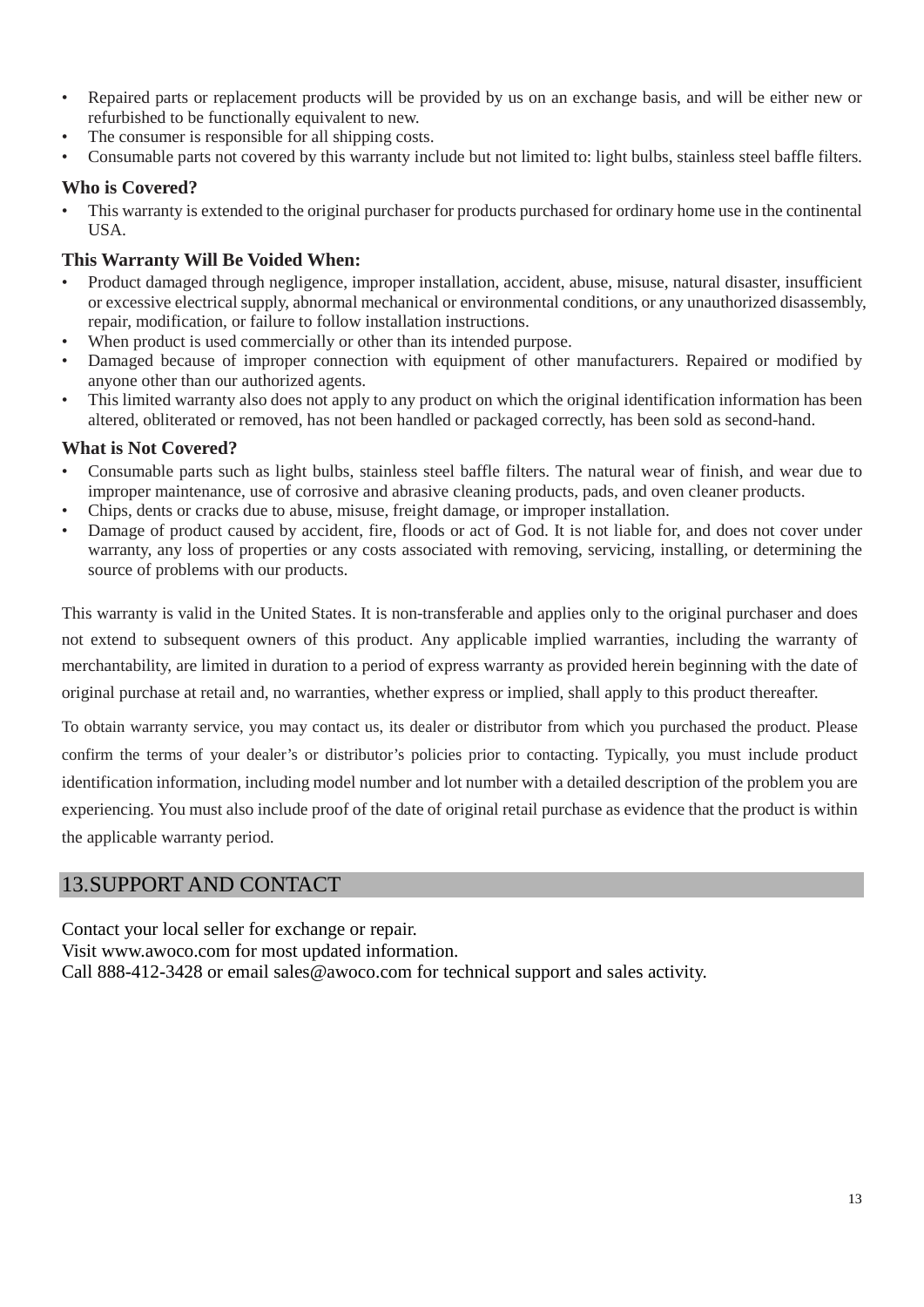- Repaired parts or replacement products will be provided by us on an exchange basis, and will be either new or refurbished to be functionally equivalent to new.
- The consumer is responsible for all shipping costs.
- Consumable parts not covered by this warranty include but not limited to: light bulbs, stainless steel baffle filters.

**Who is Covered?**

- This warranty is extended to the original purchaser for products purchased for ordinary home use in the continental USA.

**This Warranty Will Be Voided When:**

- Product damaged through negligence, improper installation, accident, abuse, misuse, natural disaster, insufficient or excessive electrical supply, abnormal mechanical or environmental conditions, or any unauthorized disassembly, repair, modification, or failure to follow installation instructions.
- When product is used commercially or other than its intended purpose.
- Damaged because of improper connection with equipment of other manufacturers. Repaired or modified by anyone other than our authorized agents.
- This limited warranty also does not apply to any product on which the original identification information has been altered, obliterated or removed, has not been handled or packaged correctly, has been sold as second-hand.

**What is Not Covered?**

- Consumable parts such as light bulbs, stainless steel baffle filters. The natural wear of finish, and wear due to improper maintenance, use of corrosive and abrasive cleaning products, pads, and oven cleaner products.
- Chips, dents or cracks due to abuse, misuse, freight damage, or improper installation.
- Damage of product caused by accident, fire, floods or act of God. It is not liable for, and does not cover under warranty, any loss of properties or any costs associated with removing, servicing, installing, or determining the source of problems with our products.

This warranty is valid in the United States. It is non-transferable and applies only to the original purchaser and does not extend to subsequent owners of this product. Any applicable implied warranties, including the warranty of merchantability, are limited in duration to a period of express warranty as provided herein beginning with the date of original purchase at retail and, no warranties, whether express or implied, shall apply to this product thereafter.

To obtain warranty service, you may contact us, its dealer or distributor from which you purchased the product. Please confirm the terms of your dealer's or distributor's policies prior to contacting. Typically, you must include product identification information, including model number and lot number with a detailed description of the problem you are experiencing. You must also include proof of the date of original retail purchase as evidence that the product is within the applicable warranty period.

## 13.SUPPORT AND CONTACT

Contact your local seller for exchange or repair.
Visit www.awoco.com for most updated information.
Call 888-412-3428 or email sales@awoco.com for technical support and sales activity.